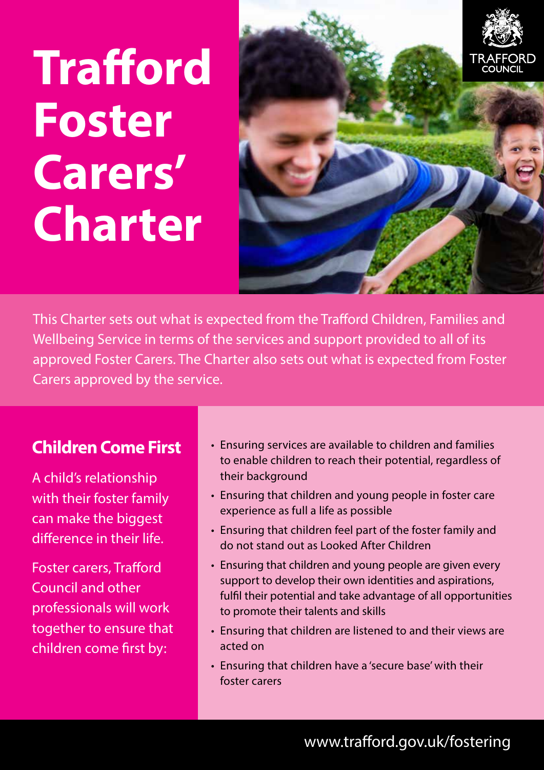# Trafford Foster Carers' Charter

TRAFFORD COUNCIL

This Charter sets out what is expected from the Trafford Children, Families and Wellbeing Service in terms of the services and support provided to all of its approved Foster Carers. The Charter also sets out what is expected from Foster Carers approved by the service.

## Children Come First

A child's relationship with their foster family can make the biggest difference in their life.

Foster carers, Trafford Council and other professionals will work together to ensure that children come first by:

- Ensuring services are available to children and families to enable children to reach their potential, regardless of their background
- Ensuring that children and young people in foster care experience as full a life as possible
- Ensuring that children feel part of the foster family and do not stand out as Looked After Children
- Ensuring that children and young people are given every support to develop their own identities and aspirations, fulfil their potential and take advantage of all opportunities to promote their talents and skills
- Ensuring that children are listened to and their views are acted on
- Ensuring that children have a 'secure base' with their foster carers

www.trafford.gov.uk/fostering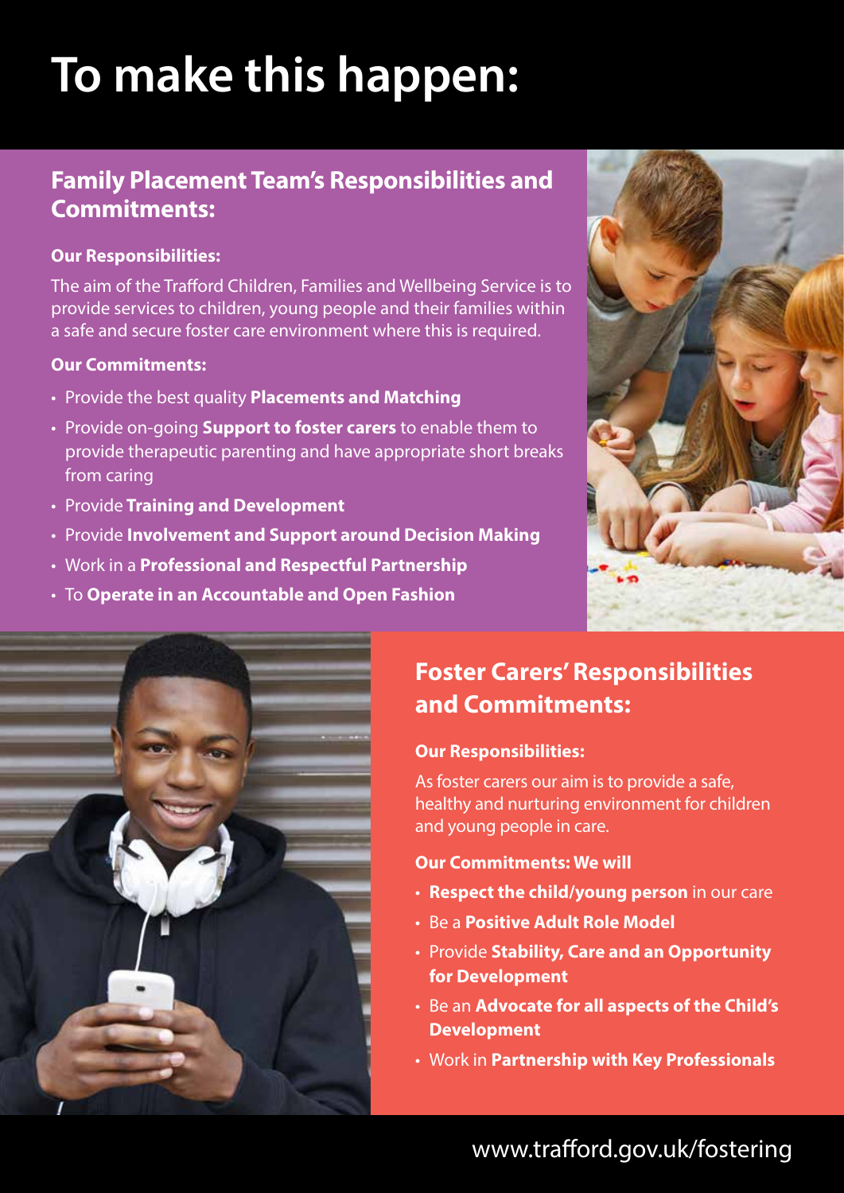# To make this happen:

## Family Placement Team's Responsibilities and Commitments:

**Our Responsibilities:**

The aim of the Trafford Children, Families and Wellbeing Service is to provide services to children, young people and their families within a safe and secure foster care environment where this is required.

**Our Commitments:**

- Provide the best quality **Placements and Matching**
- Provide on-going **Support to foster carers** to enable them to provide therapeutic parenting and have appropriate short breaks from caring
- Provide **Training and Development**
- Provide **Involvement and Support around Decision Making**
- Work in a **Professional and Respectful Partnership**
- To **Operate in an Accountable and Open Fashion**

## Foster Carers' Responsibilities and Commitments:

**Our Responsibilities:**

As foster carers our aim is to provide a safe, healthy and nurturing environment for children and young people in care.

**Our Commitments: We will**

- **Respect the child/young person** in our care
- Be a **Positive Adult Role Model**
- Provide **Stability, Care and an Opportunity for Development**
- Be an **Advocate for all aspects of the Child's Development**
- Work in **Partnership with Key Professionals**

www.trafford.gov.uk/fostering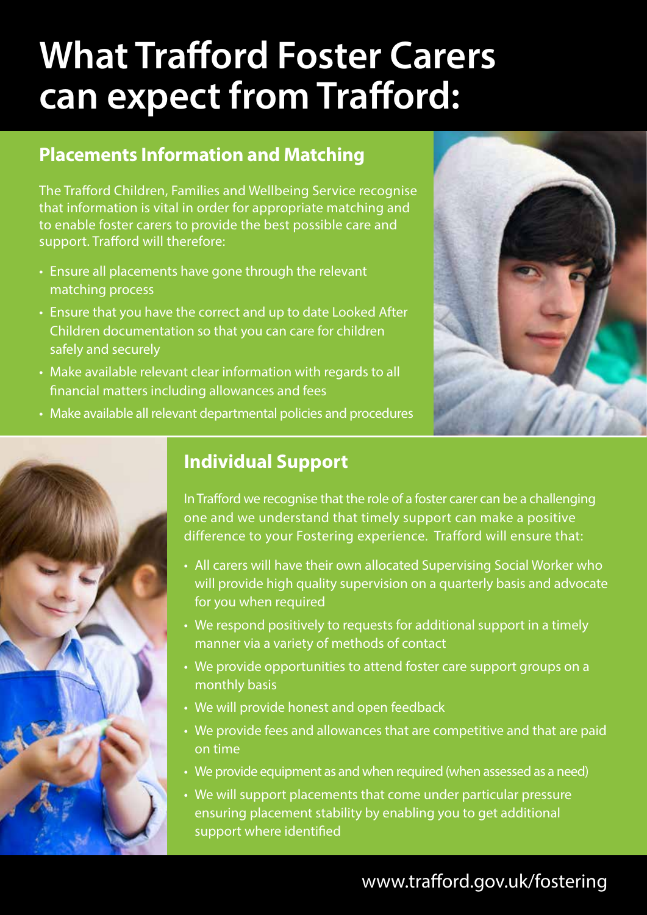# What Trafford Foster Carers can expect from Trafford:

## Placements Information and Matching

The Trafford Children, Families and Wellbeing Service recognise that information is vital in order for appropriate matching and to enable foster carers to provide the best possible care and support. Trafford will therefore:

- Ensure all placements have gone through the relevant matching process
- Ensure that you have the correct and up to date Looked After Children documentation so that you can care for children safely and securely
- Make available relevant clear information with regards to all financial matters including allowances and fees
- Make available all relevant departmental policies and procedures

## Individual Support

In Trafford we recognise that the role of a foster carer can be a challenging one and we understand that timely support can make a positive difference to your Fostering experience. Trafford will ensure that:

- All carers will have their own allocated Supervising Social Worker who will provide high quality supervision on a quarterly basis and advocate for you when required
- We respond positively to requests for additional support in a timely manner via a variety of methods of contact
- We provide opportunities to attend foster care support groups on a monthly basis
- We will provide honest and open feedback
- We provide fees and allowances that are competitive and that are paid on time
- We provide equipment as and when required (when assessed as a need)
- We will support placements that come under particular pressure ensuring placement stability by enabling you to get additional support where identified

www.trafford.gov.uk/fostering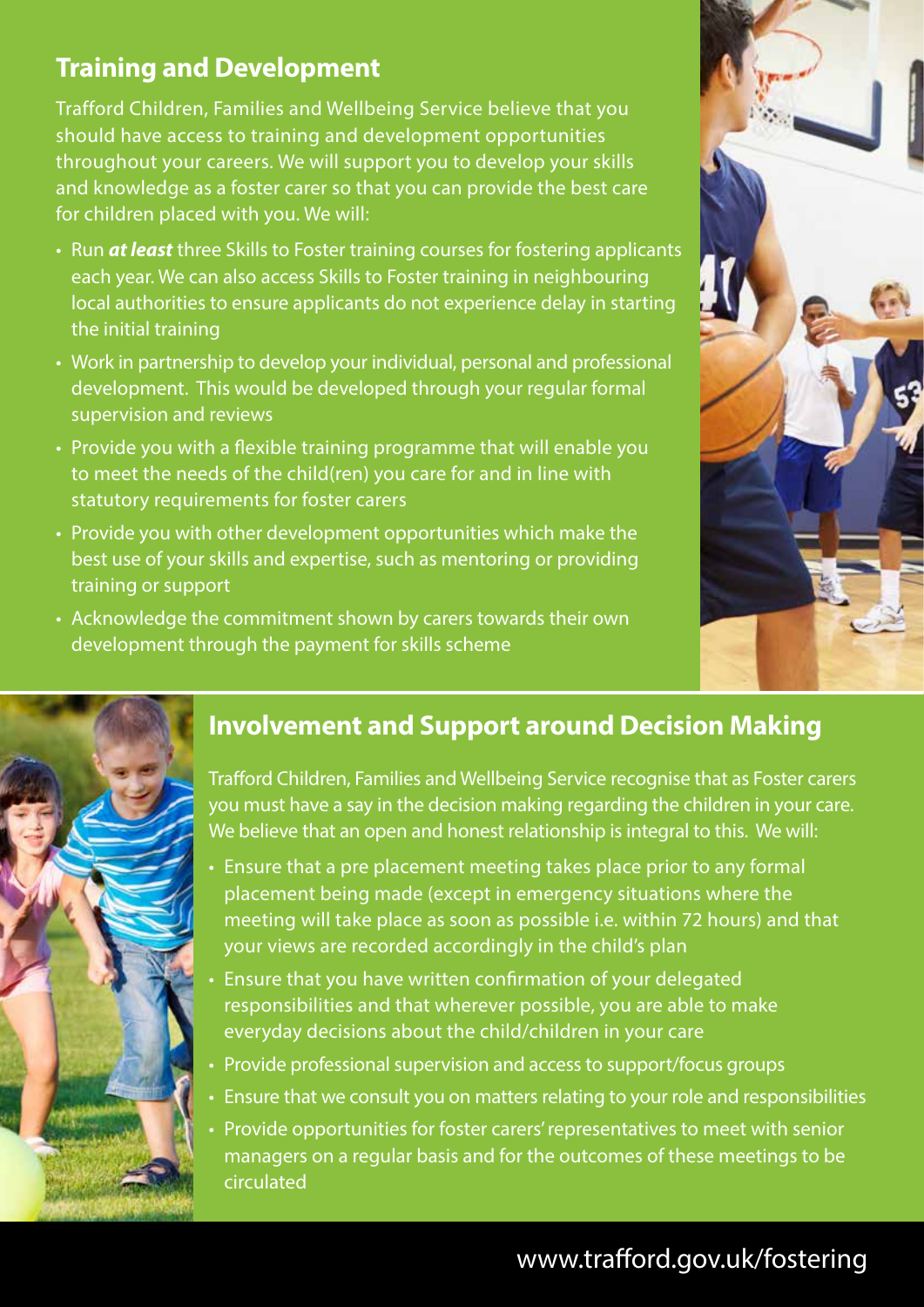## Training and Development

Trafford Children, Families and Wellbeing Service believe that you should have access to training and development opportunities throughout your careers. We will support you to develop your skills and knowledge as a foster carer so that you can provide the best care for children placed with you. We will:

- Run ***at least*** three Skills to Foster training courses for fostering applicants each year. We can also access Skills to Foster training in neighbouring local authorities to ensure applicants do not experience delay in starting the initial training
- Work in partnership to develop your individual, personal and professional development. This would be developed through your regular formal supervision and reviews
- Provide you with a flexible training programme that will enable you to meet the needs of the child(ren) you care for and in line with statutory requirements for foster carers
- Provide you with other development opportunities which make the best use of your skills and expertise, such as mentoring or providing training or support
- Acknowledge the commitment shown by carers towards their own development through the payment for skills scheme

## Involvement and Support around Decision Making

Trafford Children, Families and Wellbeing Service recognise that as Foster carers you must have a say in the decision making regarding the children in your care. We believe that an open and honest relationship is integral to this. We will:

- Ensure that a pre placement meeting takes place prior to any formal placement being made (except in emergency situations where the meeting will take place as soon as possible i.e. within 72 hours) and that your views are recorded accordingly in the child's plan
- Ensure that you have written confirmation of your delegated responsibilities and that wherever possible, you are able to make everyday decisions about the child/children in your care
- Provide professional supervision and access to support/focus groups
- Ensure that we consult you on matters relating to your role and responsibilities
- Provide opportunities for foster carers' representatives to meet with senior managers on a regular basis and for the outcomes of these meetings to be circulated

www.trafford.gov.uk/fostering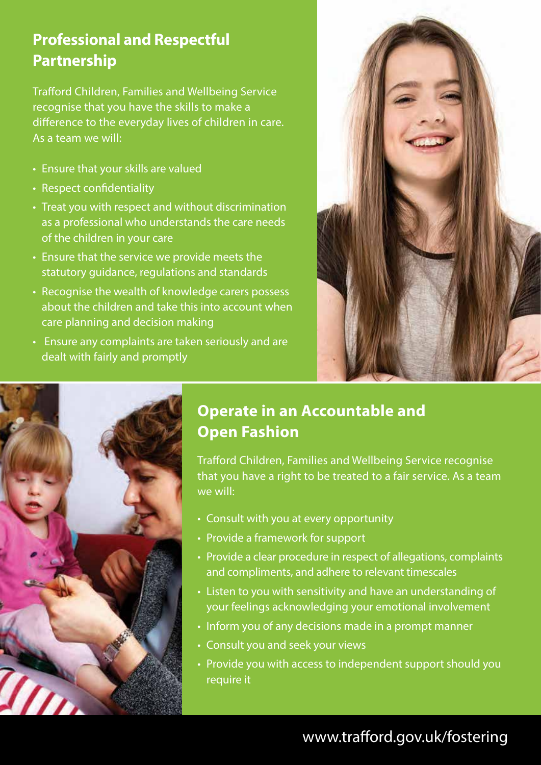## Professional and Respectful Partnership

Trafford Children, Families and Wellbeing Service recognise that you have the skills to make a difference to the everyday lives of children in care. As a team we will:

- Ensure that your skills are valued
- Respect confidentiality
- Treat you with respect and without discrimination as a professional who understands the care needs of the children in your care
- Ensure that the service we provide meets the statutory guidance, regulations and standards
- Recognise the wealth of knowledge carers possess about the children and take this into account when care planning and decision making
- Ensure any complaints are taken seriously and are dealt with fairly and promptly

## Operate in an Accountable and Open Fashion

Trafford Children, Families and Wellbeing Service recognise that you have a right to be treated to a fair service. As a team we will:

- Consult with you at every opportunity
- Provide a framework for support
- Provide a clear procedure in respect of allegations, complaints and compliments, and adhere to relevant timescales
- Listen to you with sensitivity and have an understanding of your feelings acknowledging your emotional involvement
- Inform you of any decisions made in a prompt manner
- Consult you and seek your views
- Provide you with access to independent support should you require it

www.trafford.gov.uk/fostering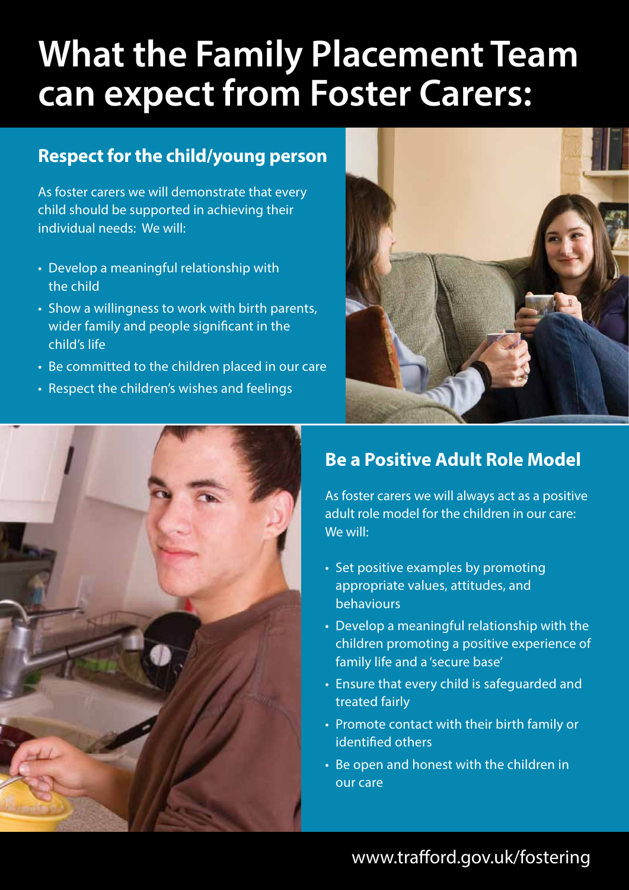# What the Family Placement Team can expect from Foster Carers:

## Respect for the child/young person

As foster carers we will demonstrate that every child should be supported in achieving their individual needs: We will:

- Develop a meaningful relationship with the child
- Show a willingness to work with birth parents, wider family and people significant in the child's life
- Be committed to the children placed in our care
- Respect the children's wishes and feelings

## Be a Positive Adult Role Model

As foster carers we will always act as a positive adult role model for the children in our care: We will:

- Set positive examples by promoting appropriate values, attitudes, and behaviours
- Develop a meaningful relationship with the children promoting a positive experience of family life and a 'secure base'
- Ensure that every child is safeguarded and treated fairly
- Promote contact with their birth family or identified others
- Be open and honest with the children in our care

www.trafford.gov.uk/fostering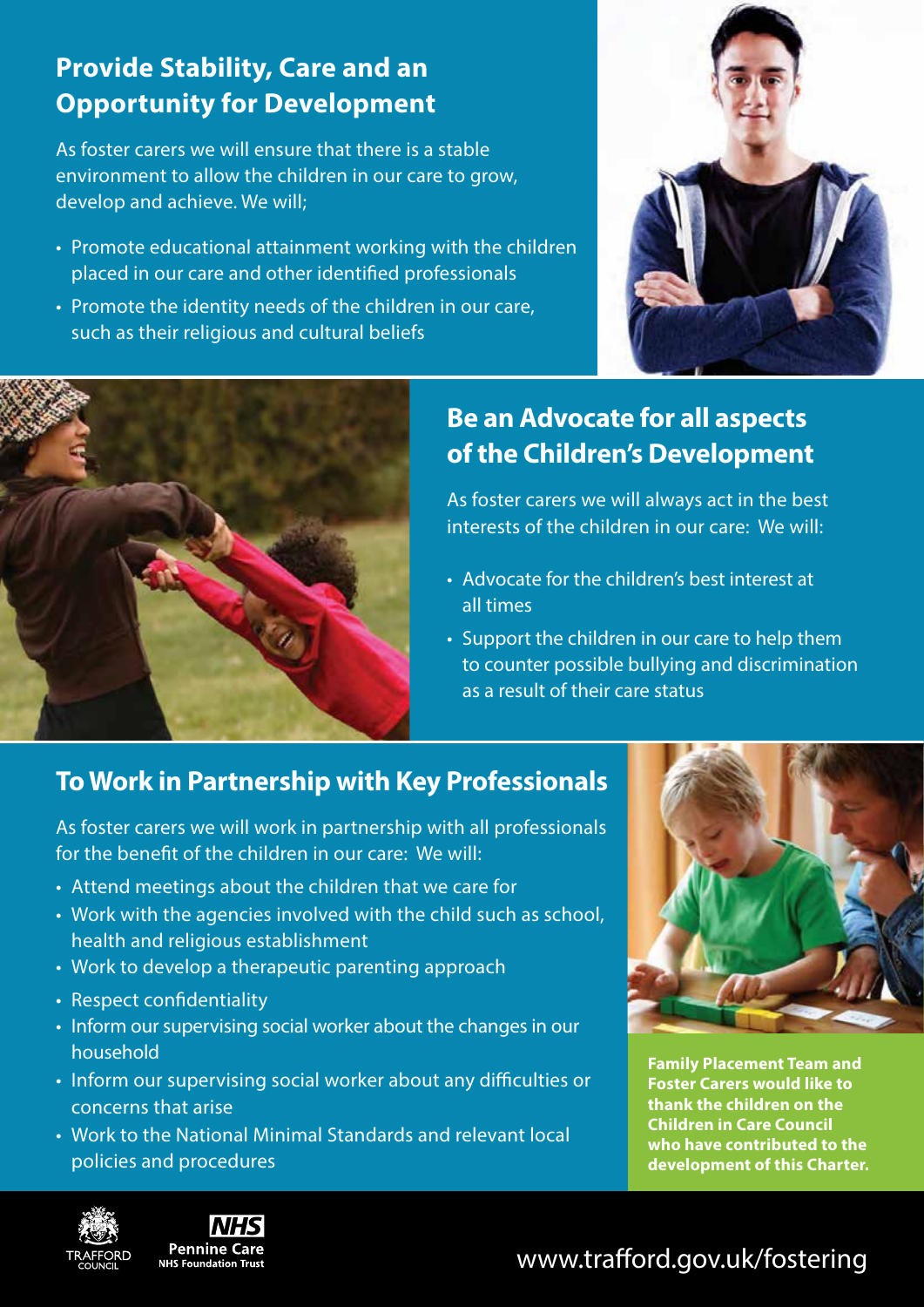## Provide Stability, Care and an Opportunity for Development

As foster carers we will ensure that there is a stable environment to allow the children in our care to grow, develop and achieve. We will;

- Promote educational attainment working with the children placed in our care and other identified professionals
- Promote the identity needs of the children in our care, such as their religious and cultural beliefs

## Be an Advocate for all aspects of the Children's Development

As foster carers we will always act in the best interests of the children in our care: We will:

- Advocate for the children's best interest at all times
- Support the children in our care to help them to counter possible bullying and discrimination as a result of their care status

## To Work in Partnership with Key Professionals

As foster carers we will work in partnership with all professionals for the benefit of the children in our care: We will:

- Attend meetings about the children that we care for
- Work with the agencies involved with the child such as school, health and religious establishment
- Work to develop a therapeutic parenting approach
- Respect confidentiality
- Inform our supervising social worker about the changes in our household
- Inform our supervising social worker about any difficulties or concerns that arise
- Work to the National Minimal Standards and relevant local policies and procedures

**Family Placement Team and Foster Carers would like to thank the children on the Children in Care Council who have contributed to the development of this Charter.**

TRAFFORD COUNCIL

NHS Pennine Care NHS Foundation Trust

www.trafford.gov.uk/fostering